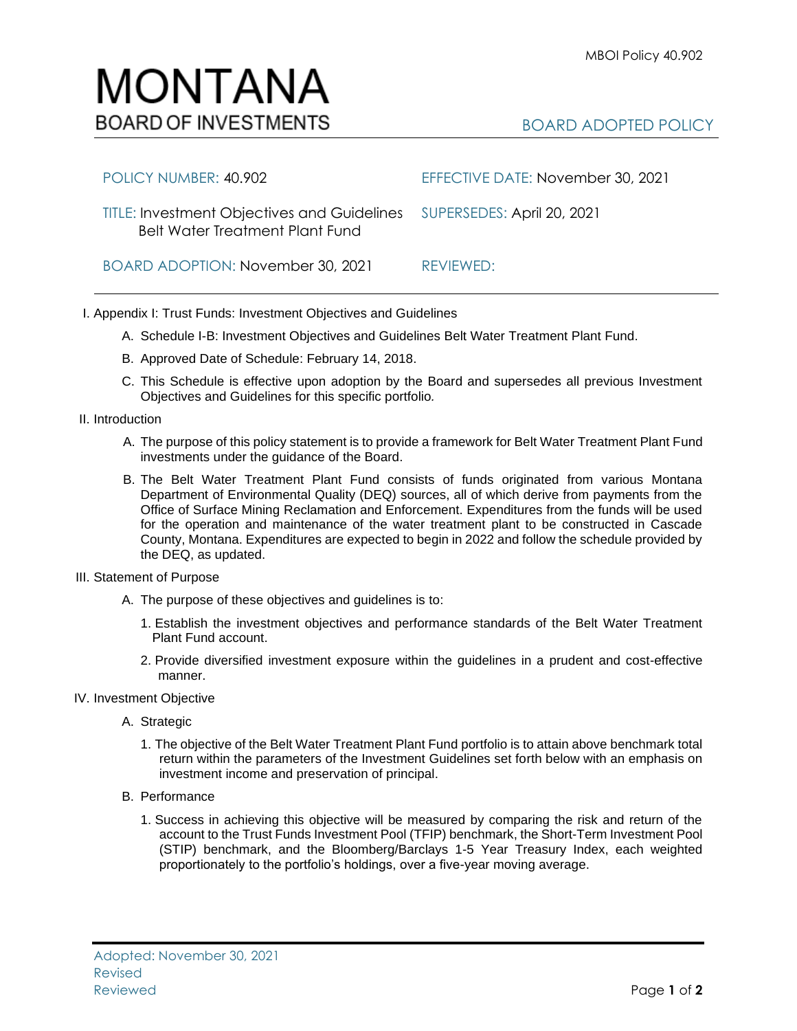MBOI Policy 40.902

# MONTANA
BOARD OF INVESTMENTS

BOARD ADOPTED POLICY

| | |
|---|---|
| POLICY NUMBER: 40.902 | EFFECTIVE DATE: November 30, 2021 |
| TITLE: Investment Objectives and Guidelines Belt Water Treatment Plant Fund | SUPERSEDES: April 20, 2021 |
| BOARD ADOPTION: November 30, 2021 | REVIEWED: |

I. Appendix I: Trust Funds: Investment Objectives and Guidelines

   A. Schedule I-B: Investment Objectives and Guidelines Belt Water Treatment Plant Fund.

   B. Approved Date of Schedule: February 14, 2018.

   C. This Schedule is effective upon adoption by the Board and supersedes all previous Investment Objectives and Guidelines for this specific portfolio.

II. Introduction

   A. The purpose of this policy statement is to provide a framework for Belt Water Treatment Plant Fund investments under the guidance of the Board.

   B. The Belt Water Treatment Plant Fund consists of funds originated from various Montana Department of Environmental Quality (DEQ) sources, all of which derive from payments from the Office of Surface Mining Reclamation and Enforcement. Expenditures from the funds will be used for the operation and maintenance of the water treatment plant to be constructed in Cascade County, Montana. Expenditures are expected to begin in 2022 and follow the schedule provided by the DEQ, as updated.

III. Statement of Purpose

   A. The purpose of these objectives and guidelines is to:

      1. Establish the investment objectives and performance standards of the Belt Water Treatment Plant Fund account.

      2. Provide diversified investment exposure within the guidelines in a prudent and cost-effective manner.

IV. Investment Objective

   A. Strategic

      1. The objective of the Belt Water Treatment Plant Fund portfolio is to attain above benchmark total return within the parameters of the Investment Guidelines set forth below with an emphasis on investment income and preservation of principal.

   B. Performance

      1. Success in achieving this objective will be measured by comparing the risk and return of the account to the Trust Funds Investment Pool (TFIP) benchmark, the Short-Term Investment Pool (STIP) benchmark, and the Bloomberg/Barclays 1-5 Year Treasury Index, each weighted proportionately to the portfolio's holdings, over a five-year moving average.

Adopted: November 30, 2021
Revised
Reviewed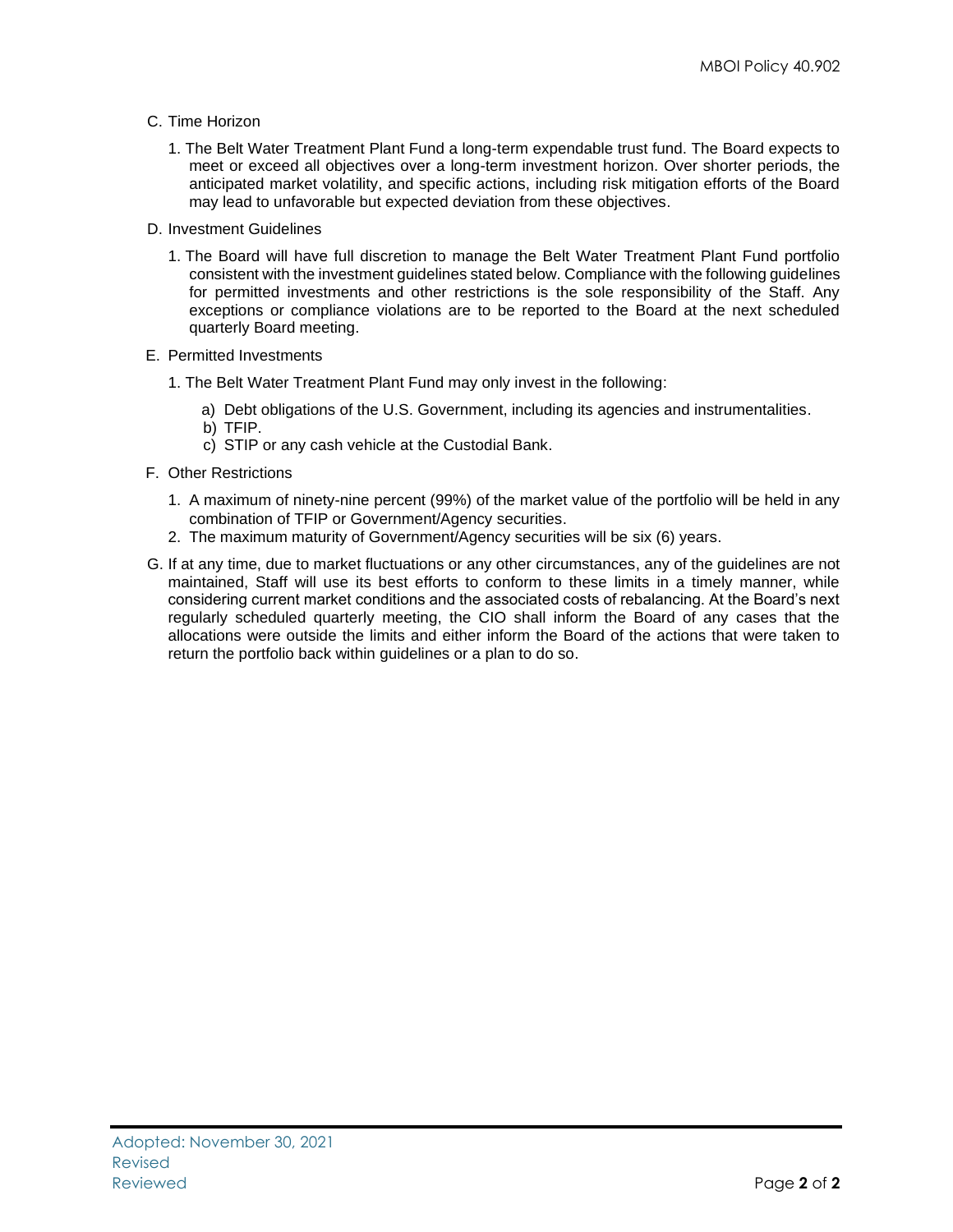C. Time Horizon

1. The Belt Water Treatment Plant Fund a long-term expendable trust fund. The Board expects to meet or exceed all objectives over a long-term investment horizon. Over shorter periods, the anticipated market volatility, and specific actions, including risk mitigation efforts of the Board may lead to unfavorable but expected deviation from these objectives.

D. Investment Guidelines

1. The Board will have full discretion to manage the Belt Water Treatment Plant Fund portfolio consistent with the investment guidelines stated below. Compliance with the following guidelines for permitted investments and other restrictions is the sole responsibility of the Staff. Any exceptions or compliance violations are to be reported to the Board at the next scheduled quarterly Board meeting.

E. Permitted Investments

1. The Belt Water Treatment Plant Fund may only invest in the following:

   a) Debt obligations of the U.S. Government, including its agencies and instrumentalities.
   b) TFIP.
   c) STIP or any cash vehicle at the Custodial Bank.

F. Other Restrictions

1. A maximum of ninety-nine percent (99%) of the market value of the portfolio will be held in any combination of TFIP or Government/Agency securities.
2. The maximum maturity of Government/Agency securities will be six (6) years.

G. If at any time, due to market fluctuations or any other circumstances, any of the guidelines are not maintained, Staff will use its best efforts to conform to these limits in a timely manner, while considering current market conditions and the associated costs of rebalancing. At the Board's next regularly scheduled quarterly meeting, the CIO shall inform the Board of any cases that the allocations were outside the limits and either inform the Board of the actions that were taken to return the portfolio back within guidelines or a plan to do so.

Adopted: November 30, 2021
Revised
Reviewed